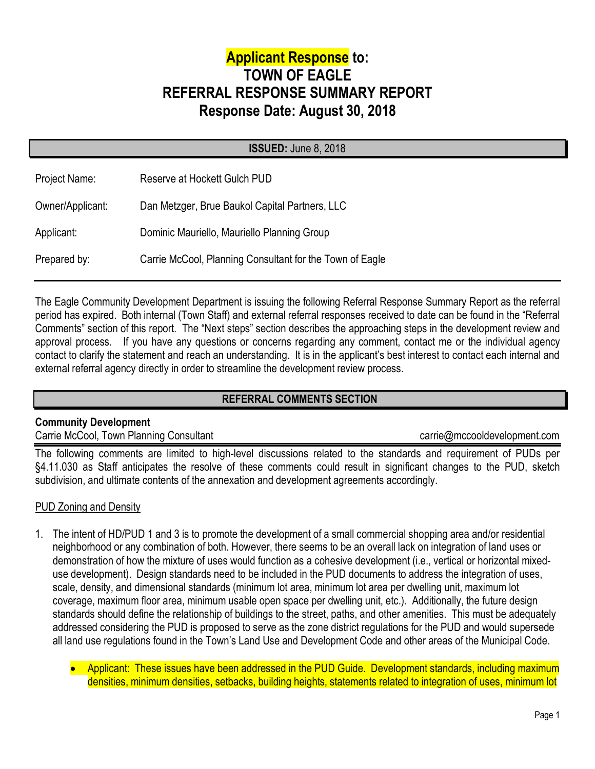# Applicant Response to: TOWN OF EAGLE REFERRAL RESPONSE SUMMARY REPORT Response Date: August 30, 2018

**ISSUED:** June 8, 2018

| | |
|---|---|
| Project Name: | Reserve at Hockett Gulch PUD |
| Owner/Applicant: | Dan Metzger, Brue Baukol Capital Partners, LLC |
| Applicant: | Dominic Mauriello, Mauriello Planning Group |
| Prepared by: | Carrie McCool, Planning Consultant for the Town of Eagle |

The Eagle Community Development Department is issuing the following Referral Response Summary Report as the referral period has expired. Both internal (Town Staff) and external referral responses received to date can be found in the "Referral Comments" section of this report. The "Next steps" section describes the approaching steps in the development review and approval process. If you have any questions or concerns regarding any comment, contact me or the individual agency contact to clarify the statement and reach an understanding. It is in the applicant's best interest to contact each internal and external referral agency directly in order to streamline the development review process.

## REFERRAL COMMENTS SECTION

**Community Development**

Carrie McCool, Town Planning Consultant carrie@mccooldevelopment.com

The following comments are limited to high-level discussions related to the standards and requirement of PUDs per §4.11.030 as Staff anticipates the resolve of these comments could result in significant changes to the PUD, sketch subdivision, and ultimate contents of the annexation and development agreements accordingly.

PUD Zoning and Density

1. The intent of HD/PUD 1 and 3 is to promote the development of a small commercial shopping area and/or residential neighborhood or any combination of both. However, there seems to be an overall lack on integration of land uses or demonstration of how the mixture of uses would function as a cohesive development (i.e., vertical or horizontal mixed-use development). Design standards need to be included in the PUD documents to address the integration of uses, scale, density, and dimensional standards (minimum lot area, minimum lot area per dwelling unit, maximum lot coverage, maximum floor area, minimum usable open space per dwelling unit, etc.). Additionally, the future design standards should define the relationship of buildings to the street, paths, and other amenities. This must be adequately addressed considering the PUD is proposed to serve as the zone district regulations for the PUD and would supersede all land use regulations found in the Town's Land Use and Development Code and other areas of the Municipal Code.

   - Applicant: These issues have been addressed in the PUD Guide. Development standards, including maximum densities, minimum densities, setbacks, building heights, statements related to integration of uses, minimum lot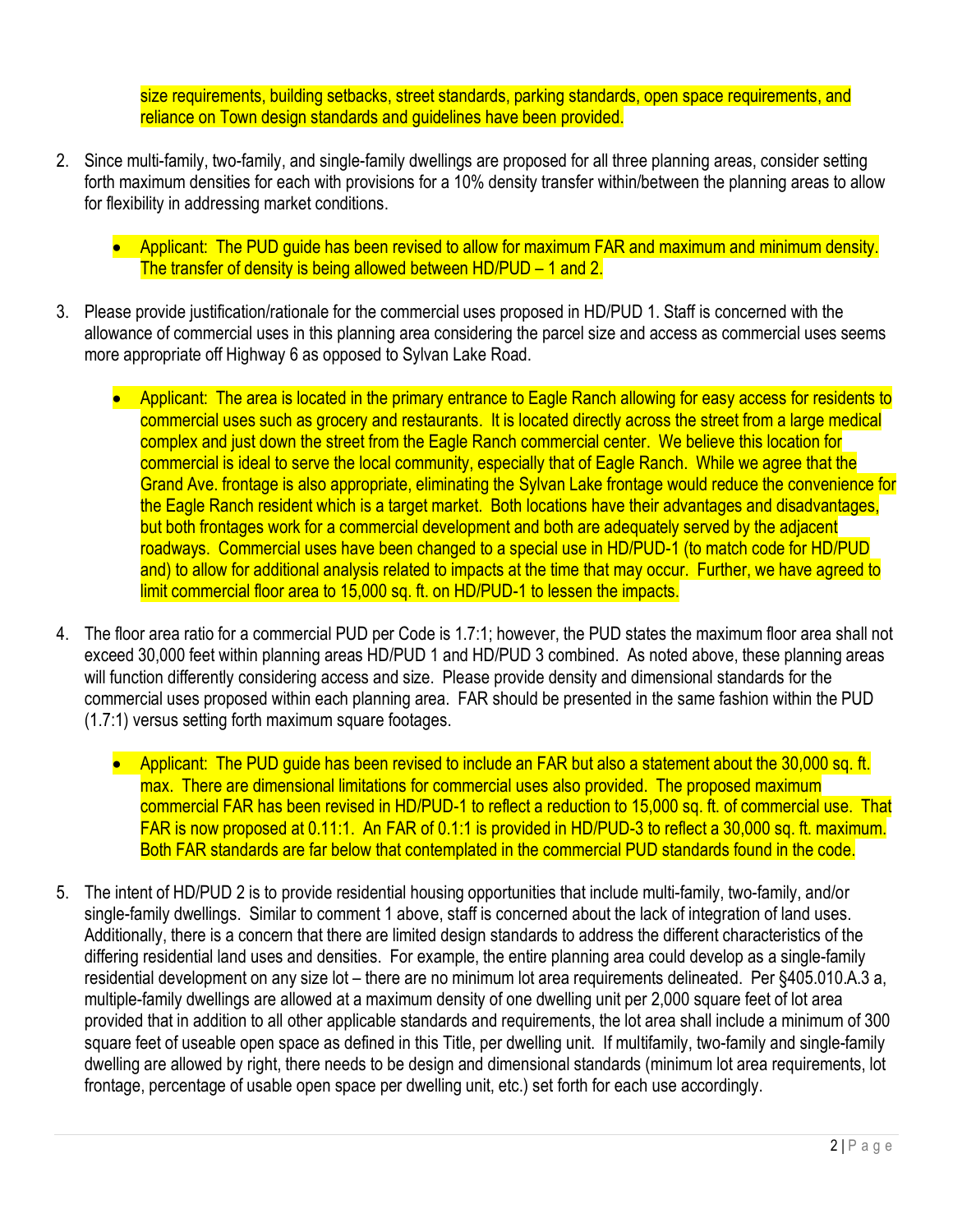size requirements, building setbacks, street standards, parking standards, open space requirements, and reliance on Town design standards and guidelines have been provided.

2. Since multi-family, two-family, and single-family dwellings are proposed for all three planning areas, consider setting forth maximum densities for each with provisions for a 10% density transfer within/between the planning areas to allow for flexibility in addressing market conditions.

   - Applicant: The PUD guide has been revised to allow for maximum FAR and maximum and minimum density. The transfer of density is being allowed between HD/PUD – 1 and 2.

3. Please provide justification/rationale for the commercial uses proposed in HD/PUD 1. Staff is concerned with the allowance of commercial uses in this planning area considering the parcel size and access as commercial uses seems more appropriate off Highway 6 as opposed to Sylvan Lake Road.

   - Applicant: The area is located in the primary entrance to Eagle Ranch allowing for easy access for residents to commercial uses such as grocery and restaurants. It is located directly across the street from a large medical complex and just down the street from the Eagle Ranch commercial center. We believe this location for commercial is ideal to serve the local community, especially that of Eagle Ranch. While we agree that the Grand Ave. frontage is also appropriate, eliminating the Sylvan Lake frontage would reduce the convenience for the Eagle Ranch resident which is a target market. Both locations have their advantages and disadvantages, but both frontages work for a commercial development and both are adequately served by the adjacent roadways. Commercial uses have been changed to a special use in HD/PUD-1 (to match code for HD/PUD and) to allow for additional analysis related to impacts at the time that may occur. Further, we have agreed to limit commercial floor area to 15,000 sq. ft. on HD/PUD-1 to lessen the impacts.

4. The floor area ratio for a commercial PUD per Code is 1.7:1; however, the PUD states the maximum floor area shall not exceed 30,000 feet within planning areas HD/PUD 1 and HD/PUD 3 combined. As noted above, these planning areas will function differently considering access and size. Please provide density and dimensional standards for the commercial uses proposed within each planning area. FAR should be presented in the same fashion within the PUD (1.7:1) versus setting forth maximum square footages.

   - Applicant: The PUD guide has been revised to include an FAR but also a statement about the 30,000 sq. ft. max. There are dimensional limitations for commercial uses also provided. The proposed maximum commercial FAR has been revised in HD/PUD-1 to reflect a reduction to 15,000 sq. ft. of commercial use. That FAR is now proposed at 0.11:1. An FAR of 0.1:1 is provided in HD/PUD-3 to reflect a 30,000 sq. ft. maximum. Both FAR standards are far below that contemplated in the commercial PUD standards found in the code.

5. The intent of HD/PUD 2 is to provide residential housing opportunities that include multi-family, two-family, and/or single-family dwellings. Similar to comment 1 above, staff is concerned about the lack of integration of land uses. Additionally, there is a concern that there are limited design standards to address the different characteristics of the differing residential land uses and densities. For example, the entire planning area could develop as a single-family residential development on any size lot – there are no minimum lot area requirements delineated. Per §405.010.A.3 a, multiple-family dwellings are allowed at a maximum density of one dwelling unit per 2,000 square feet of lot area provided that in addition to all other applicable standards and requirements, the lot area shall include a minimum of 300 square feet of useable open space as defined in this Title, per dwelling unit. If multifamily, two-family and single-family dwelling are allowed by right, there needs to be design and dimensional standards (minimum lot area requirements, lot frontage, percentage of usable open space per dwelling unit, etc.) set forth for each use accordingly.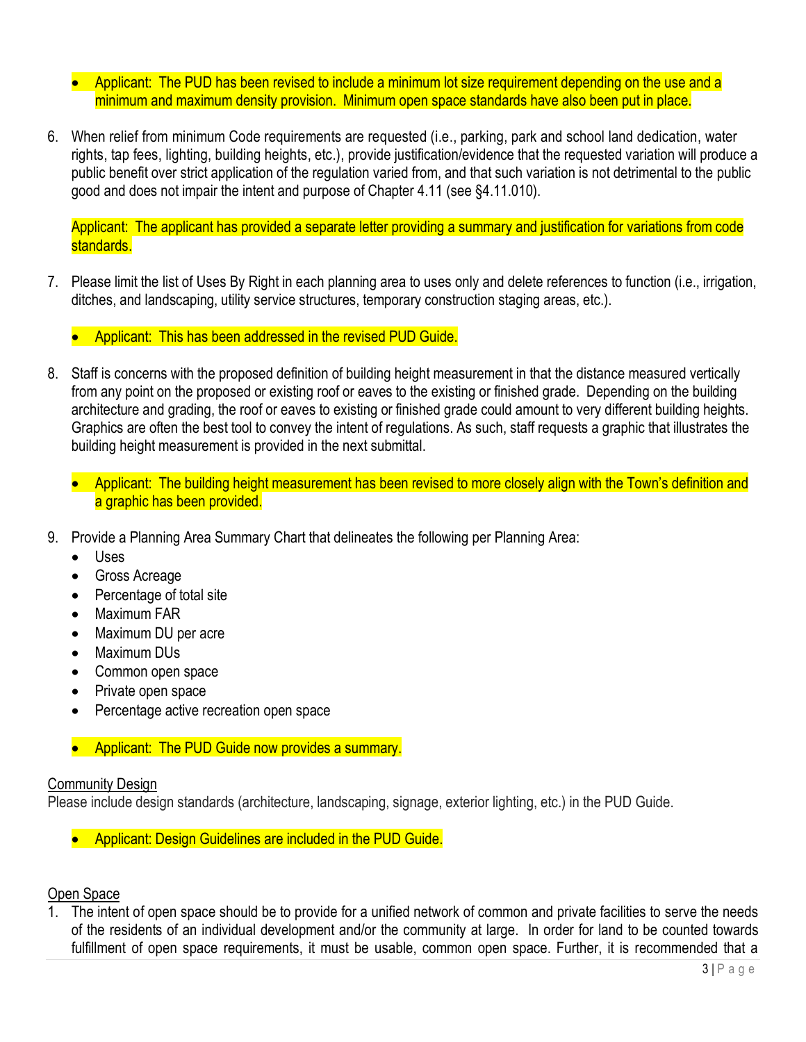- Applicant: The PUD has been revised to include a minimum lot size requirement depending on the use and a minimum and maximum density provision. Minimum open space standards have also been put in place.

6. When relief from minimum Code requirements are requested (i.e., parking, park and school land dedication, water rights, tap fees, lighting, building heights, etc.), provide justification/evidence that the requested variation will produce a public benefit over strict application of the regulation varied from, and that such variation is not detrimental to the public good and does not impair the intent and purpose of Chapter 4.11 (see §4.11.010).

   Applicant: The applicant has provided a separate letter providing a summary and justification for variations from code standards.

7. Please limit the list of Uses By Right in each planning area to uses only and delete references to function (i.e., irrigation, ditches, and landscaping, utility service structures, temporary construction staging areas, etc.).

   - Applicant: This has been addressed in the revised PUD Guide.

8. Staff is concerns with the proposed definition of building height measurement in that the distance measured vertically from any point on the proposed or existing roof or eaves to the existing or finished grade. Depending on the building architecture and grading, the roof or eaves to existing or finished grade could amount to very different building heights. Graphics are often the best tool to convey the intent of regulations. As such, staff requests a graphic that illustrates the building height measurement is provided in the next submittal.

   - Applicant: The building height measurement has been revised to more closely align with the Town's definition and a graphic has been provided.

9. Provide a Planning Area Summary Chart that delineates the following per Planning Area:
   - Uses
   - Gross Acreage
   - Percentage of total site
   - Maximum FAR
   - Maximum DU per acre
   - Maximum DUs
   - Common open space
   - Private open space
   - Percentage active recreation open space

   - Applicant: The PUD Guide now provides a summary.

<u>Community Design</u>

Please include design standards (architecture, landscaping, signage, exterior lighting, etc.) in the PUD Guide.

- Applicant: Design Guidelines are included in the PUD Guide.

<u>Open Space</u>

1. The intent of open space should be to provide for a unified network of common and private facilities to serve the needs of the residents of an individual development and/or the community at large. In order for land to be counted towards fulfillment of open space requirements, it must be usable, common open space. Further, it is recommended that a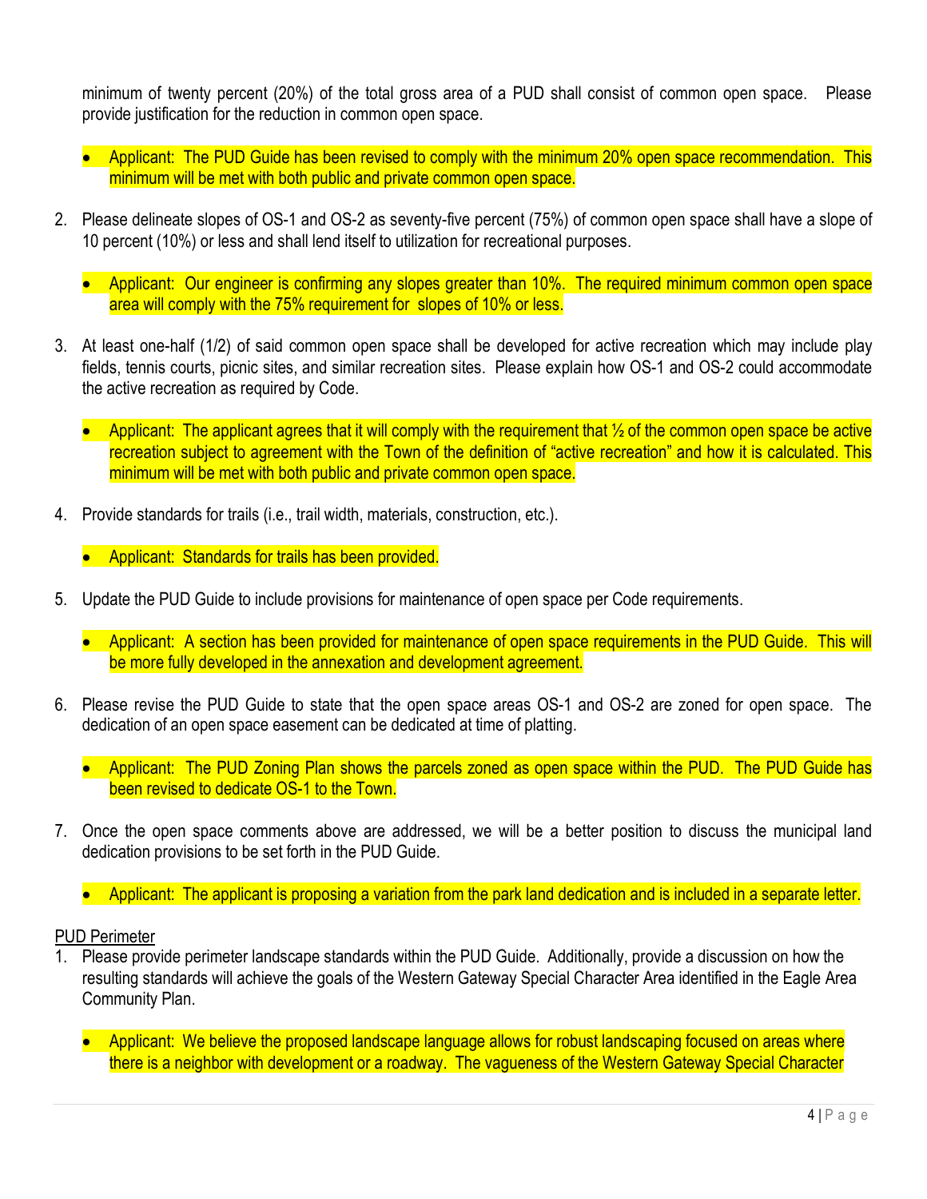minimum of twenty percent (20%) of the total gross area of a PUD shall consist of common open space. Please provide justification for the reduction in common open space.

- Applicant: The PUD Guide has been revised to comply with the minimum 20% open space recommendation. This minimum will be met with both public and private common open space.

2. Please delineate slopes of OS-1 and OS-2 as seventy-five percent (75%) of common open space shall have a slope of 10 percent (10%) or less and shall lend itself to utilization for recreational purposes.

   - Applicant: Our engineer is confirming any slopes greater than 10%. The required minimum common open space area will comply with the 75% requirement for slopes of 10% or less.

3. At least one-half (1/2) of said common open space shall be developed for active recreation which may include play fields, tennis courts, picnic sites, and similar recreation sites. Please explain how OS-1 and OS-2 could accommodate the active recreation as required by Code.

   - Applicant: The applicant agrees that it will comply with the requirement that ½ of the common open space be active recreation subject to agreement with the Town of the definition of "active recreation" and how it is calculated. This minimum will be met with both public and private common open space.

4. Provide standards for trails (i.e., trail width, materials, construction, etc.).

   - Applicant: Standards for trails has been provided.

5. Update the PUD Guide to include provisions for maintenance of open space per Code requirements.

   - Applicant: A section has been provided for maintenance of open space requirements in the PUD Guide. This will be more fully developed in the annexation and development agreement.

6. Please revise the PUD Guide to state that the open space areas OS-1 and OS-2 are zoned for open space. The dedication of an open space easement can be dedicated at time of platting.

   - Applicant: The PUD Zoning Plan shows the parcels zoned as open space within the PUD. The PUD Guide has been revised to dedicate OS-1 to the Town.

7. Once the open space comments above are addressed, we will be a better position to discuss the municipal land dedication provisions to be set forth in the PUD Guide.

   - Applicant: The applicant is proposing a variation from the park land dedication and is included in a separate letter.

PUD Perimeter

1. Please provide perimeter landscape standards within the PUD Guide. Additionally, provide a discussion on how the resulting standards will achieve the goals of the Western Gateway Special Character Area identified in the Eagle Area Community Plan.

   - Applicant: We believe the proposed landscape language allows for robust landscaping focused on areas where there is a neighbor with development or a roadway. The vagueness of the Western Gateway Special Character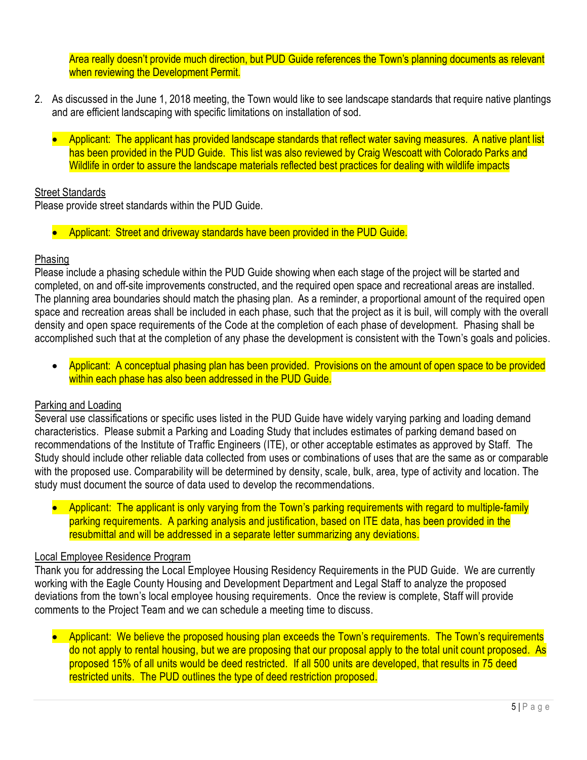Area really doesn't provide much direction, but PUD Guide references the Town's planning documents as relevant when reviewing the Development Permit.

2. As discussed in the June 1, 2018 meeting, the Town would like to see landscape standards that require native plantings and are efficient landscaping with specific limitations on installation of sod.

    - Applicant: The applicant has provided landscape standards that reflect water saving measures. A native plant list has been provided in the PUD Guide. This list was also reviewed by Craig Wescoatt with Colorado Parks and Wildlife in order to assure the landscape materials reflected best practices for dealing with wildlife impacts

<u>Street Standards</u>

Please provide street standards within the PUD Guide.

- Applicant: Street and driveway standards have been provided in the PUD Guide.

<u>Phasing</u>

Please include a phasing schedule within the PUD Guide showing when each stage of the project will be started and completed, on and off-site improvements constructed, and the required open space and recreational areas are installed. The planning area boundaries should match the phasing plan. As a reminder, a proportional amount of the required open space and recreation areas shall be included in each phase, such that the project as it is buil, will comply with the overall density and open space requirements of the Code at the completion of each phase of development. Phasing shall be accomplished such that at the completion of any phase the development is consistent with the Town's goals and policies.

- Applicant: A conceptual phasing plan has been provided. Provisions on the amount of open space to be provided within each phase has also been addressed in the PUD Guide.

<u>Parking and Loading</u>

Several use classifications or specific uses listed in the PUD Guide have widely varying parking and loading demand characteristics. Please submit a Parking and Loading Study that includes estimates of parking demand based on recommendations of the Institute of Traffic Engineers (ITE), or other acceptable estimates as approved by Staff. The Study should include other reliable data collected from uses or combinations of uses that are the same as or comparable with the proposed use. Comparability will be determined by density, scale, bulk, area, type of activity and location. The study must document the source of data used to develop the recommendations.

- Applicant: The applicant is only varying from the Town's parking requirements with regard to multiple-family parking requirements. A parking analysis and justification, based on ITE data, has been provided in the resubmittal and will be addressed in a separate letter summarizing any deviations.

<u>Local Employee Residence Program</u>

Thank you for addressing the Local Employee Housing Residency Requirements in the PUD Guide. We are currently working with the Eagle County Housing and Development Department and Legal Staff to analyze the proposed deviations from the town's local employee housing requirements. Once the review is complete, Staff will provide comments to the Project Team and we can schedule a meeting time to discuss.

- Applicant: We believe the proposed housing plan exceeds the Town's requirements. The Town's requirements do not apply to rental housing, but we are proposing that our proposal apply to the total unit count proposed. As proposed 15% of all units would be deed restricted. If all 500 units are developed, that results in 75 deed restricted units. The PUD outlines the type of deed restriction proposed.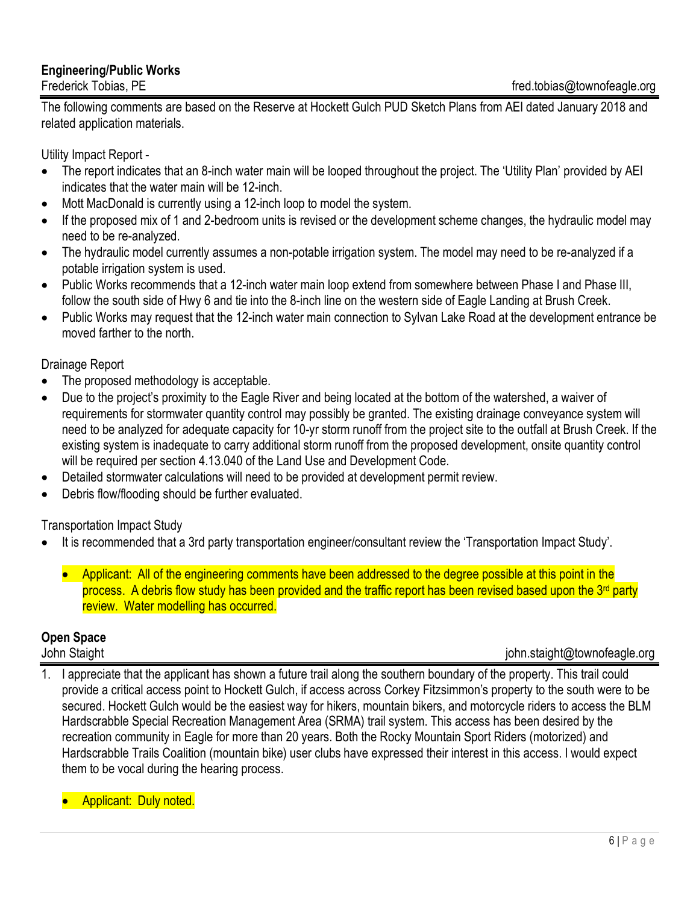**Engineering/Public Works**

Frederick Tobias, PE fred.tobias@townofeagle.org

The following comments are based on the Reserve at Hockett Gulch PUD Sketch Plans from AEI dated January 2018 and related application materials.

Utility Impact Report -

- The report indicates that an 8-inch water main will be looped throughout the project. The 'Utility Plan' provided by AEI indicates that the water main will be 12-inch.
- Mott MacDonald is currently using a 12-inch loop to model the system.
- If the proposed mix of 1 and 2-bedroom units is revised or the development scheme changes, the hydraulic model may need to be re-analyzed.
- The hydraulic model currently assumes a non-potable irrigation system. The model may need to be re-analyzed if a potable irrigation system is used.
- Public Works recommends that a 12-inch water main loop extend from somewhere between Phase I and Phase III, follow the south side of Hwy 6 and tie into the 8-inch line on the western side of Eagle Landing at Brush Creek.
- Public Works may request that the 12-inch water main connection to Sylvan Lake Road at the development entrance be moved farther to the north.

Drainage Report

- The proposed methodology is acceptable.
- Due to the project's proximity to the Eagle River and being located at the bottom of the watershed, a waiver of requirements for stormwater quantity control may possibly be granted. The existing drainage conveyance system will need to be analyzed for adequate capacity for 10-yr storm runoff from the project site to the outfall at Brush Creek. If the existing system is inadequate to carry additional storm runoff from the proposed development, onsite quantity control will be required per section 4.13.040 of the Land Use and Development Code.
- Detailed stormwater calculations will need to be provided at development permit review.
- Debris flow/flooding should be further evaluated.

Transportation Impact Study

- It is recommended that a 3rd party transportation engineer/consultant review the 'Transportation Impact Study'.

  - Applicant: All of the engineering comments have been addressed to the degree possible at this point in the process. A debris flow study has been provided and the traffic report has been revised based upon the 3rd party review. Water modelling has occurred.

**Open Space**

John Staight john.staight@townofeagle.org

1. I appreciate that the applicant has shown a future trail along the southern boundary of the property. This trail could provide a critical access point to Hockett Gulch, if access across Corkey Fitzsimmon's property to the south were to be secured. Hockett Gulch would be the easiest way for hikers, mountain bikers, and motorcycle riders to access the BLM Hardscrabble Special Recreation Management Area (SRMA) trail system. This access has been desired by the recreation community in Eagle for more than 20 years. Both the Rocky Mountain Sport Riders (motorized) and Hardscrabble Trails Coalition (mountain bike) user clubs have expressed their interest in this access. I would expect them to be vocal during the hearing process.

   - Applicant: Duly noted.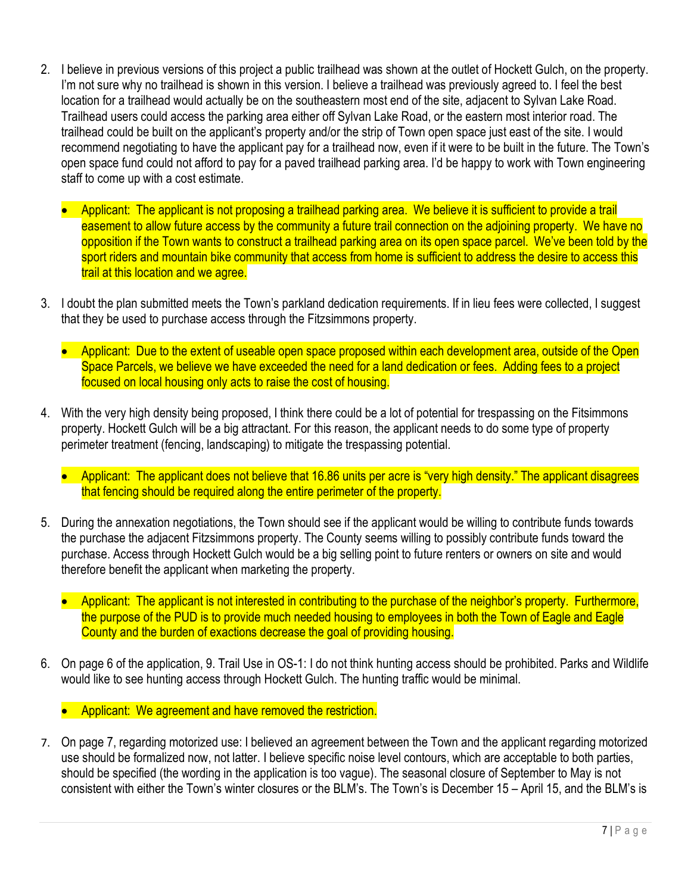2. I believe in previous versions of this project a public trailhead was shown at the outlet of Hockett Gulch, on the property. I'm not sure why no trailhead is shown in this version. I believe a trailhead was previously agreed to. I feel the best location for a trailhead would actually be on the southeastern most end of the site, adjacent to Sylvan Lake Road. Trailhead users could access the parking area either off Sylvan Lake Road, or the eastern most interior road. The trailhead could be built on the applicant's property and/or the strip of Town open space just east of the site. I would recommend negotiating to have the applicant pay for a trailhead now, even if it were to be built in the future. The Town's open space fund could not afford to pay for a paved trailhead parking area. I'd be happy to work with Town engineering staff to come up with a cost estimate.

   - Applicant: The applicant is not proposing a trailhead parking area. We believe it is sufficient to provide a trail easement to allow future access by the community a future trail connection on the adjoining property. We have no opposition if the Town wants to construct a trailhead parking area on its open space parcel. We've been told by the sport riders and mountain bike community that access from home is sufficient to address the desire to access this trail at this location and we agree.

3. I doubt the plan submitted meets the Town's parkland dedication requirements. If in lieu fees were collected, I suggest that they be used to purchase access through the Fitzsimmons property.

   - Applicant: Due to the extent of useable open space proposed within each development area, outside of the Open Space Parcels, we believe we have exceeded the need for a land dedication or fees. Adding fees to a project focused on local housing only acts to raise the cost of housing.

4. With the very high density being proposed, I think there could be a lot of potential for trespassing on the Fitsimmons property. Hockett Gulch will be a big attractant. For this reason, the applicant needs to do some type of property perimeter treatment (fencing, landscaping) to mitigate the trespassing potential.

   - Applicant: The applicant does not believe that 16.86 units per acre is "very high density." The applicant disagrees that fencing should be required along the entire perimeter of the property.

5. During the annexation negotiations, the Town should see if the applicant would be willing to contribute funds towards the purchase the adjacent Fitzsimmons property. The County seems willing to possibly contribute funds toward the purchase. Access through Hockett Gulch would be a big selling point to future renters or owners on site and would therefore benefit the applicant when marketing the property.

   - Applicant: The applicant is not interested in contributing to the purchase of the neighbor's property. Furthermore, the purpose of the PUD is to provide much needed housing to employees in both the Town of Eagle and Eagle County and the burden of exactions decrease the goal of providing housing.

6. On page 6 of the application, 9. Trail Use in OS-1: I do not think hunting access should be prohibited. Parks and Wildlife would like to see hunting access through Hockett Gulch. The hunting traffic would be minimal.

   - Applicant: We agreement and have removed the restriction.

7. On page 7, regarding motorized use: I believed an agreement between the Town and the applicant regarding motorized use should be formalized now, not latter. I believe specific noise level contours, which are acceptable to both parties, should be specified (the wording in the application is too vague). The seasonal closure of September to May is not consistent with either the Town's winter closures or the BLM's. The Town's is December 15 – April 15, and the BLM's is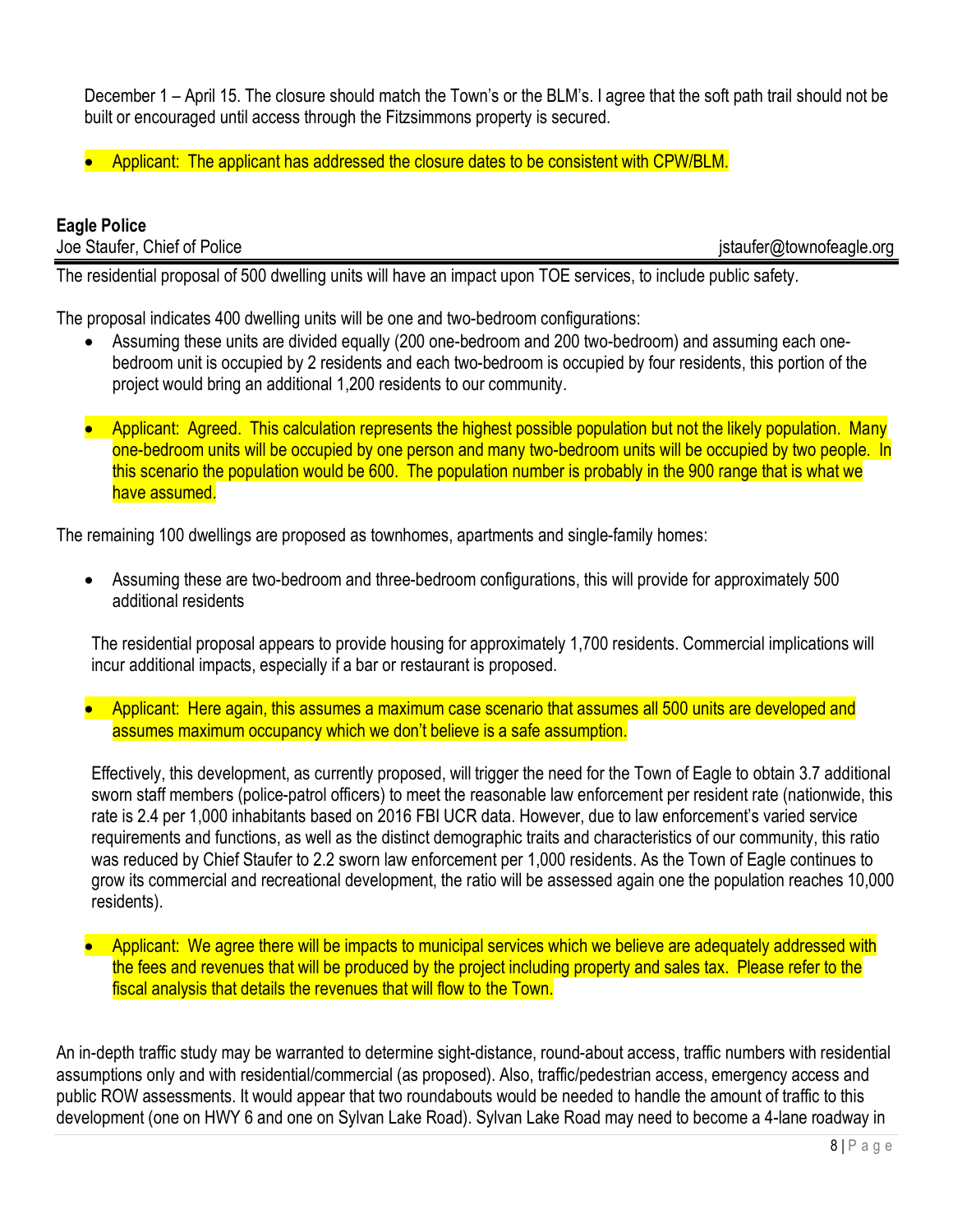December 1 – April 15. The closure should match the Town's or the BLM's. I agree that the soft path trail should not be built or encouraged until access through the Fitzsimmons property is secured.

- Applicant: The applicant has addressed the closure dates to be consistent with CPW/BLM.

**Eagle Police**

Joe Staufer, Chief of Police jstaufer@townofeagle.org

The residential proposal of 500 dwelling units will have an impact upon TOE services, to include public safety.

The proposal indicates 400 dwelling units will be one and two-bedroom configurations:

- Assuming these units are divided equally (200 one-bedroom and 200 two-bedroom) and assuming each one-bedroom unit is occupied by 2 residents and each two-bedroom is occupied by four residents, this portion of the project would bring an additional 1,200 residents to our community.

- Applicant: Agreed. This calculation represents the highest possible population but not the likely population. Many one-bedroom units will be occupied by one person and many two-bedroom units will be occupied by two people. In this scenario the population would be 600. The population number is probably in the 900 range that is what we have assumed.

The remaining 100 dwellings are proposed as townhomes, apartments and single-family homes:

- Assuming these are two-bedroom and three-bedroom configurations, this will provide for approximately 500 additional residents

The residential proposal appears to provide housing for approximately 1,700 residents. Commercial implications will incur additional impacts, especially if a bar or restaurant is proposed.

- Applicant: Here again, this assumes a maximum case scenario that assumes all 500 units are developed and assumes maximum occupancy which we don't believe is a safe assumption.

Effectively, this development, as currently proposed, will trigger the need for the Town of Eagle to obtain 3.7 additional sworn staff members (police-patrol officers) to meet the reasonable law enforcement per resident rate (nationwide, this rate is 2.4 per 1,000 inhabitants based on 2016 FBI UCR data. However, due to law enforcement's varied service requirements and functions, as well as the distinct demographic traits and characteristics of our community, this ratio was reduced by Chief Staufer to 2.2 sworn law enforcement per 1,000 residents. As the Town of Eagle continues to grow its commercial and recreational development, the ratio will be assessed again one the population reaches 10,000 residents).

- Applicant: We agree there will be impacts to municipal services which we believe are adequately addressed with the fees and revenues that will be produced by the project including property and sales tax. Please refer to the fiscal analysis that details the revenues that will flow to the Town.

An in-depth traffic study may be warranted to determine sight-distance, round-about access, traffic numbers with residential assumptions only and with residential/commercial (as proposed). Also, traffic/pedestrian access, emergency access and public ROW assessments. It would appear that two roundabouts would be needed to handle the amount of traffic to this development (one on HWY 6 and one on Sylvan Lake Road). Sylvan Lake Road may need to become a 4-lane roadway in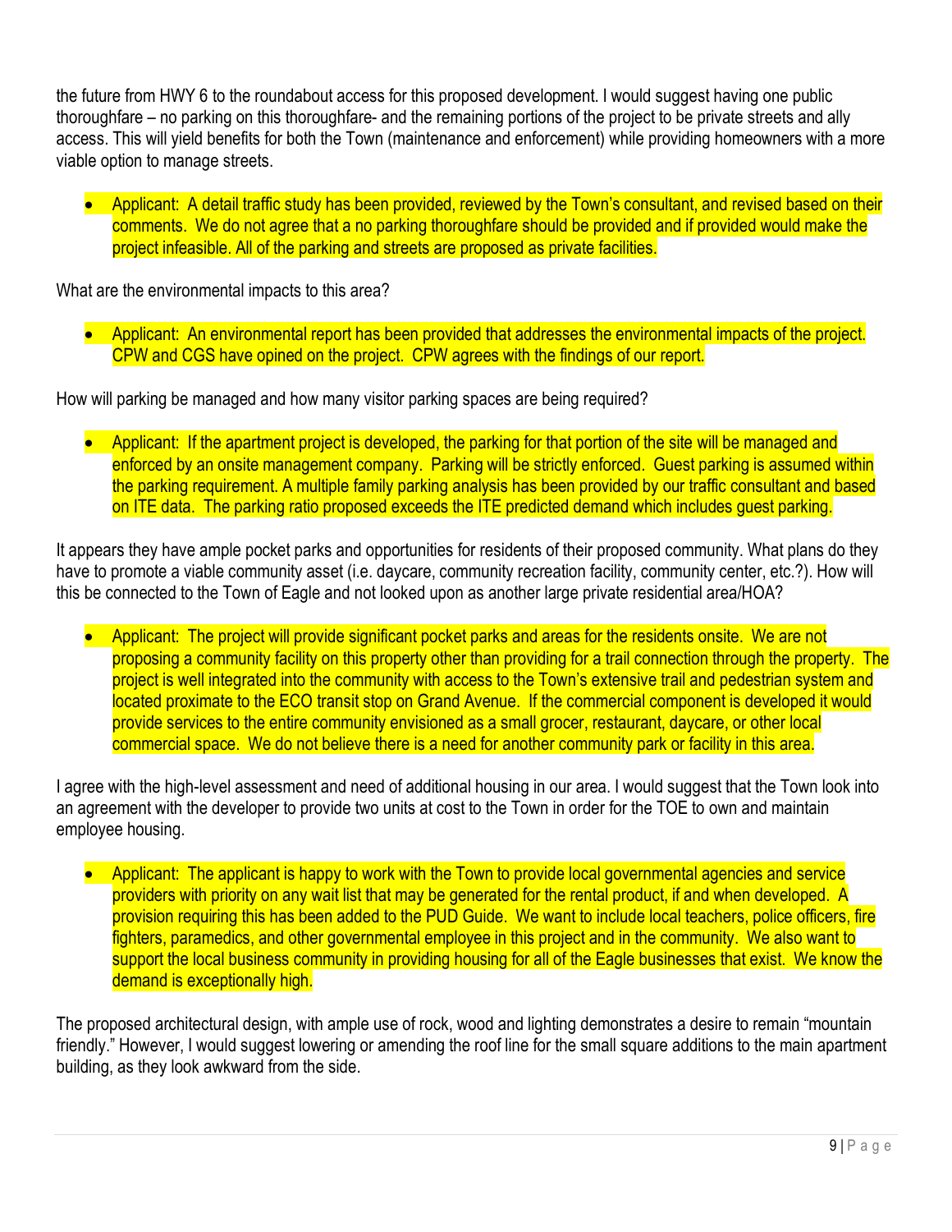the future from HWY 6 to the roundabout access for this proposed development. I would suggest having one public thoroughfare – no parking on this thoroughfare- and the remaining portions of the project to be private streets and ally access. This will yield benefits for both the Town (maintenance and enforcement) while providing homeowners with a more viable option to manage streets.

- Applicant: A detail traffic study has been provided, reviewed by the Town's consultant, and revised based on their comments. We do not agree that a no parking thoroughfare should be provided and if provided would make the project infeasible. All of the parking and streets are proposed as private facilities.

What are the environmental impacts to this area?

- Applicant: An environmental report has been provided that addresses the environmental impacts of the project. CPW and CGS have opined on the project. CPW agrees with the findings of our report.

How will parking be managed and how many visitor parking spaces are being required?

- Applicant: If the apartment project is developed, the parking for that portion of the site will be managed and enforced by an onsite management company. Parking will be strictly enforced. Guest parking is assumed within the parking requirement. A multiple family parking analysis has been provided by our traffic consultant and based on ITE data. The parking ratio proposed exceeds the ITE predicted demand which includes guest parking.

It appears they have ample pocket parks and opportunities for residents of their proposed community. What plans do they have to promote a viable community asset (i.e. daycare, community recreation facility, community center, etc.?). How will this be connected to the Town of Eagle and not looked upon as another large private residential area/HOA?

- Applicant: The project will provide significant pocket parks and areas for the residents onsite. We are not proposing a community facility on this property other than providing for a trail connection through the property. The project is well integrated into the community with access to the Town's extensive trail and pedestrian system and located proximate to the ECO transit stop on Grand Avenue. If the commercial component is developed it would provide services to the entire community envisioned as a small grocer, restaurant, daycare, or other local commercial space. We do not believe there is a need for another community park or facility in this area.

I agree with the high-level assessment and need of additional housing in our area. I would suggest that the Town look into an agreement with the developer to provide two units at cost to the Town in order for the TOE to own and maintain employee housing.

- Applicant: The applicant is happy to work with the Town to provide local governmental agencies and service providers with priority on any wait list that may be generated for the rental product, if and when developed. A provision requiring this has been added to the PUD Guide. We want to include local teachers, police officers, fire fighters, paramedics, and other governmental employee in this project and in the community. We also want to support the local business community in providing housing for all of the Eagle businesses that exist. We know the demand is exceptionally high.

The proposed architectural design, with ample use of rock, wood and lighting demonstrates a desire to remain "mountain friendly." However, I would suggest lowering or amending the roof line for the small square additions to the main apartment building, as they look awkward from the side.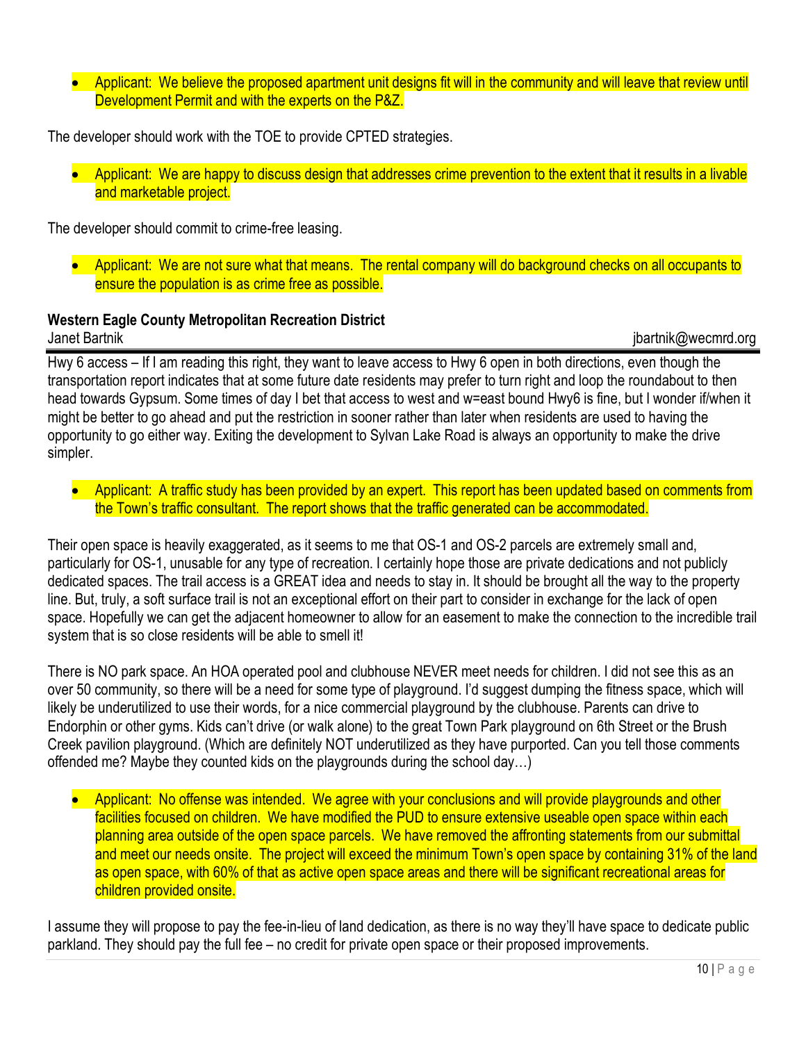- Applicant: We believe the proposed apartment unit designs fit will in the community and will leave that review until Development Permit and with the experts on the P&Z.

The developer should work with the TOE to provide CPTED strategies.

- Applicant: We are happy to discuss design that addresses crime prevention to the extent that it results in a livable and marketable project.

The developer should commit to crime-free leasing.

- Applicant: We are not sure what that means. The rental company will do background checks on all occupants to ensure the population is as crime free as possible.

**Western Eagle County Metropolitan Recreation District**
Janet Bartnik jbartnik@wecmrd.org

Hwy 6 access – If I am reading this right, they want to leave access to Hwy 6 open in both directions, even though the transportation report indicates that at some future date residents may prefer to turn right and loop the roundabout to then head towards Gypsum. Some times of day I bet that access to west and w=east bound Hwy6 is fine, but I wonder if/when it might be better to go ahead and put the restriction in sooner rather than later when residents are used to having the opportunity to go either way. Exiting the development to Sylvan Lake Road is always an opportunity to make the drive simpler.

- Applicant: A traffic study has been provided by an expert. This report has been updated based on comments from the Town's traffic consultant. The report shows that the traffic generated can be accommodated.

Their open space is heavily exaggerated, as it seems to me that OS-1 and OS-2 parcels are extremely small and, particularly for OS-1, unusable for any type of recreation. I certainly hope those are private dedications and not publicly dedicated spaces. The trail access is a GREAT idea and needs to stay in. It should be brought all the way to the property line. But, truly, a soft surface trail is not an exceptional effort on their part to consider in exchange for the lack of open space. Hopefully we can get the adjacent homeowner to allow for an easement to make the connection to the incredible trail system that is so close residents will be able to smell it!

There is NO park space. An HOA operated pool and clubhouse NEVER meet needs for children. I did not see this as an over 50 community, so there will be a need for some type of playground. I'd suggest dumping the fitness space, which will likely be underutilized to use their words, for a nice commercial playground by the clubhouse. Parents can drive to Endorphin or other gyms. Kids can't drive (or walk alone) to the great Town Park playground on 6th Street or the Brush Creek pavilion playground. (Which are definitely NOT underutilized as they have purported. Can you tell those comments offended me? Maybe they counted kids on the playgrounds during the school day…)

- Applicant: No offense was intended. We agree with your conclusions and will provide playgrounds and other facilities focused on children. We have modified the PUD to ensure extensive useable open space within each planning area outside of the open space parcels. We have removed the affronting statements from our submittal and meet our needs onsite. The project will exceed the minimum Town's open space by containing 31% of the land as open space, with 60% of that as active open space areas and there will be significant recreational areas for children provided onsite.

I assume they will propose to pay the fee-in-lieu of land dedication, as there is no way they'll have space to dedicate public parkland. They should pay the full fee – no credit for private open space or their proposed improvements.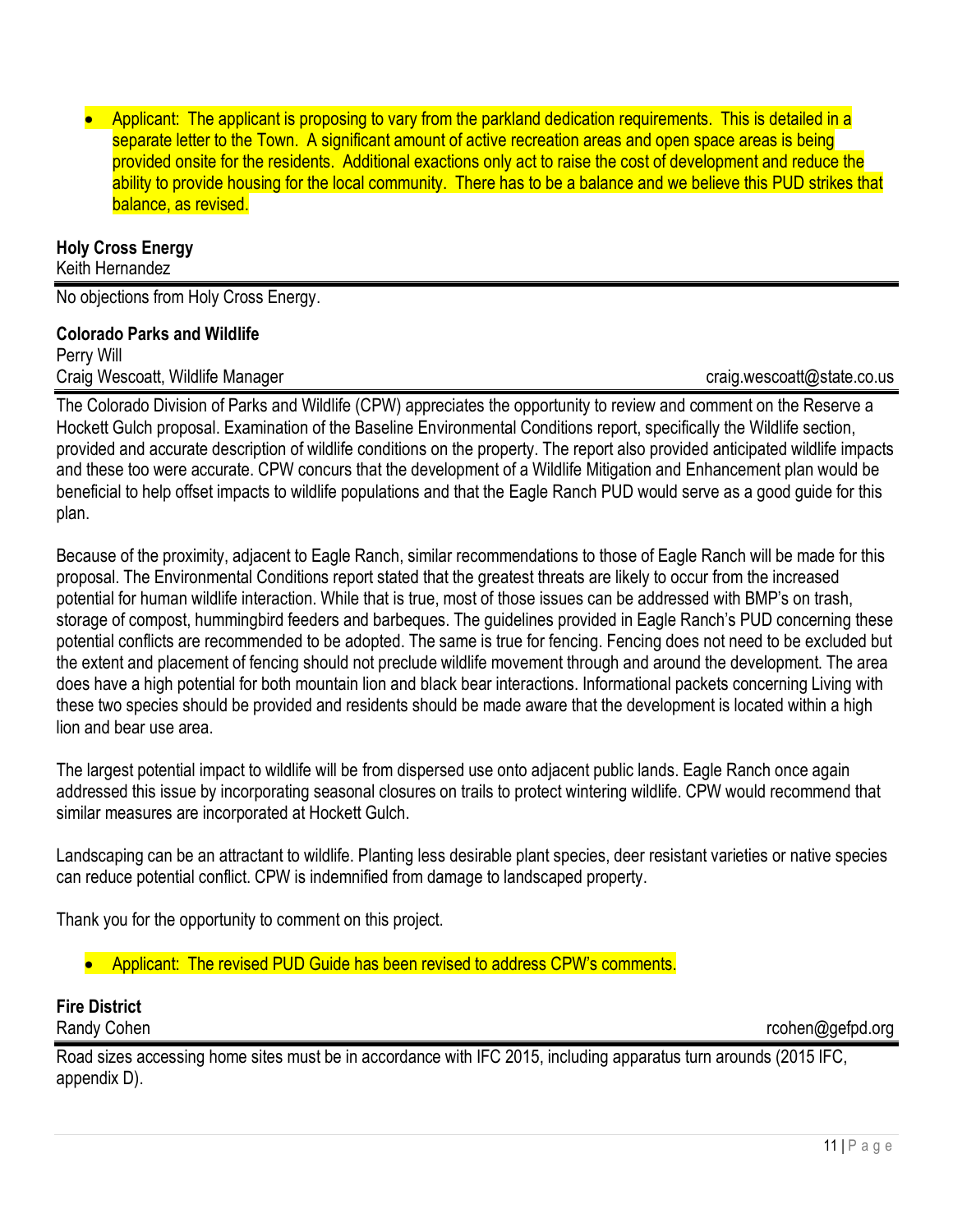- Applicant: The applicant is proposing to vary from the parkland dedication requirements. This is detailed in a separate letter to the Town. A significant amount of active recreation areas and open space areas is being provided onsite for the residents. Additional exactions only act to raise the cost of development and reduce the ability to provide housing for the local community. There has to be a balance and we believe this PUD strikes that balance, as revised.

**Holy Cross Energy**
Keith Hernandez

No objections from Holy Cross Energy.

**Colorado Parks and Wildlife**
Perry Will
Craig Wescoatt, Wildlife Manager — craig.wescoatt@state.co.us

The Colorado Division of Parks and Wildlife (CPW) appreciates the opportunity to review and comment on the Reserve a Hockett Gulch proposal. Examination of the Baseline Environmental Conditions report, specifically the Wildlife section, provided and accurate description of wildlife conditions on the property. The report also provided anticipated wildlife impacts and these too were accurate. CPW concurs that the development of a Wildlife Mitigation and Enhancement plan would be beneficial to help offset impacts to wildlife populations and that the Eagle Ranch PUD would serve as a good guide for this plan.

Because of the proximity, adjacent to Eagle Ranch, similar recommendations to those of Eagle Ranch will be made for this proposal. The Environmental Conditions report stated that the greatest threats are likely to occur from the increased potential for human wildlife interaction. While that is true, most of those issues can be addressed with BMP's on trash, storage of compost, hummingbird feeders and barbeques. The guidelines provided in Eagle Ranch's PUD concerning these potential conflicts are recommended to be adopted. The same is true for fencing. Fencing does not need to be excluded but the extent and placement of fencing should not preclude wildlife movement through and around the development. The area does have a high potential for both mountain lion and black bear interactions. Informational packets concerning Living with these two species should be provided and residents should be made aware that the development is located within a high lion and bear use area.

The largest potential impact to wildlife will be from dispersed use onto adjacent public lands. Eagle Ranch once again addressed this issue by incorporating seasonal closures on trails to protect wintering wildlife. CPW would recommend that similar measures are incorporated at Hockett Gulch.

Landscaping can be an attractant to wildlife. Planting less desirable plant species, deer resistant varieties or native species can reduce potential conflict. CPW is indemnified from damage to landscaped property.

Thank you for the opportunity to comment on this project.

- Applicant: The revised PUD Guide has been revised to address CPW's comments.

**Fire District**
Randy Cohen — rcohen@gefpd.org

Road sizes accessing home sites must be in accordance with IFC 2015, including apparatus turn arounds (2015 IFC, appendix D).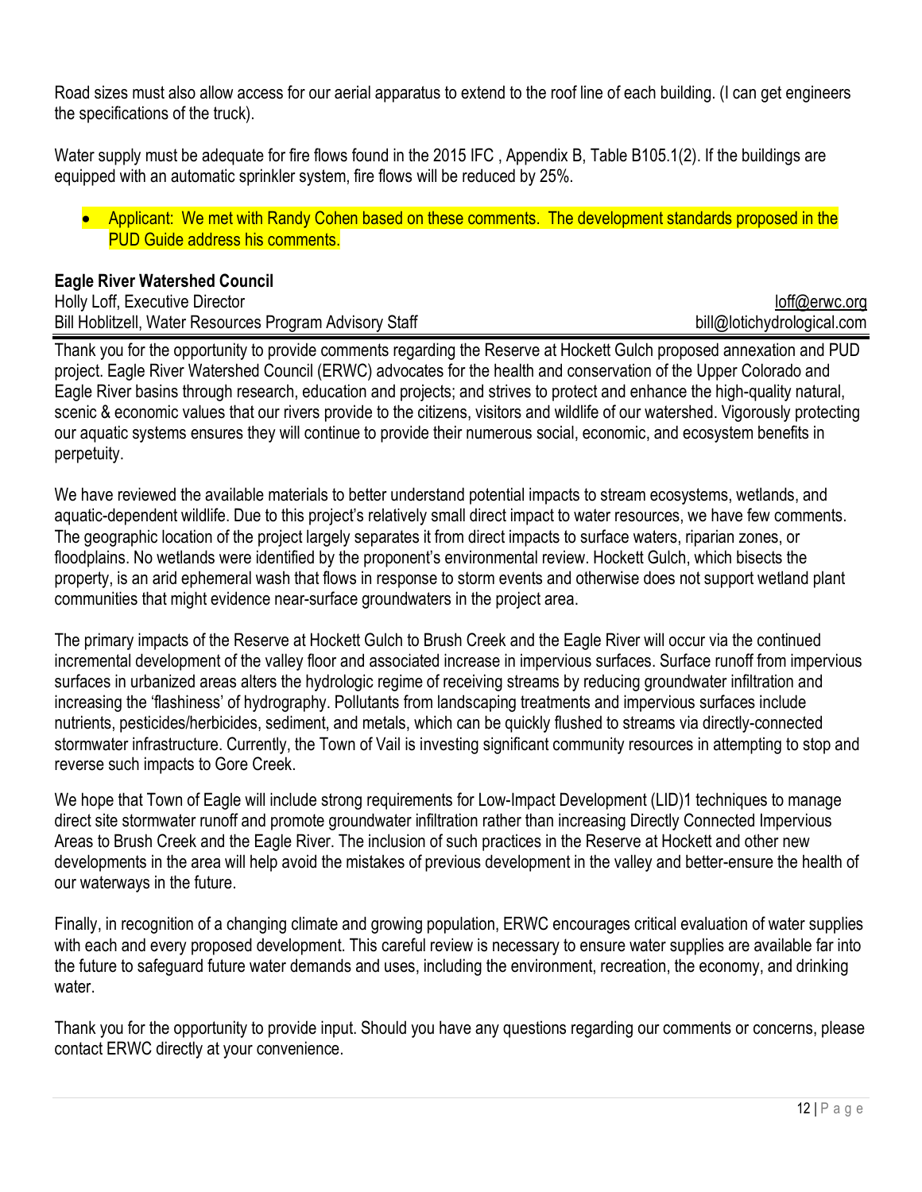Road sizes must also allow access for our aerial apparatus to extend to the roof line of each building. (I can get engineers the specifications of the truck).

Water supply must be adequate for fire flows found in the 2015 IFC , Appendix B, Table B105.1(2). If the buildings are equipped with an automatic sprinkler system, fire flows will be reduced by 25%.

- Applicant: We met with Randy Cohen based on these comments. The development standards proposed in the PUD Guide address his comments.

**Eagle River Watershed Council**

Holly Loff, Executive Director — loff@erwc.org
Bill Hoblitzell, Water Resources Program Advisory Staff — bill@lotichydrological.com

Thank you for the opportunity to provide comments regarding the Reserve at Hockett Gulch proposed annexation and PUD project. Eagle River Watershed Council (ERWC) advocates for the health and conservation of the Upper Colorado and Eagle River basins through research, education and projects; and strives to protect and enhance the high-quality natural, scenic & economic values that our rivers provide to the citizens, visitors and wildlife of our watershed. Vigorously protecting our aquatic systems ensures they will continue to provide their numerous social, economic, and ecosystem benefits in perpetuity.

We have reviewed the available materials to better understand potential impacts to stream ecosystems, wetlands, and aquatic-dependent wildlife. Due to this project's relatively small direct impact to water resources, we have few comments. The geographic location of the project largely separates it from direct impacts to surface waters, riparian zones, or floodplains. No wetlands were identified by the proponent's environmental review. Hockett Gulch, which bisects the property, is an arid ephemeral wash that flows in response to storm events and otherwise does not support wetland plant communities that might evidence near-surface groundwaters in the project area.

The primary impacts of the Reserve at Hockett Gulch to Brush Creek and the Eagle River will occur via the continued incremental development of the valley floor and associated increase in impervious surfaces. Surface runoff from impervious surfaces in urbanized areas alters the hydrologic regime of receiving streams by reducing groundwater infiltration and increasing the 'flashiness' of hydrography. Pollutants from landscaping treatments and impervious surfaces include nutrients, pesticides/herbicides, sediment, and metals, which can be quickly flushed to streams via directly-connected stormwater infrastructure. Currently, the Town of Vail is investing significant community resources in attempting to stop and reverse such impacts to Gore Creek.

We hope that Town of Eagle will include strong requirements for Low-Impact Development (LID)[1] techniques to manage direct site stormwater runoff and promote groundwater infiltration rather than increasing Directly Connected Impervious Areas to Brush Creek and the Eagle River. The inclusion of such practices in the Reserve at Hockett and other new developments in the area will help avoid the mistakes of previous development in the valley and better-ensure the health of our waterways in the future.

Finally, in recognition of a changing climate and growing population, ERWC encourages critical evaluation of water supplies with each and every proposed development. This careful review is necessary to ensure water supplies are available far into the future to safeguard future water demands and uses, including the environment, recreation, the economy, and drinking water.

Thank you for the opportunity to provide input. Should you have any questions regarding our comments or concerns, please contact ERWC directly at your convenience.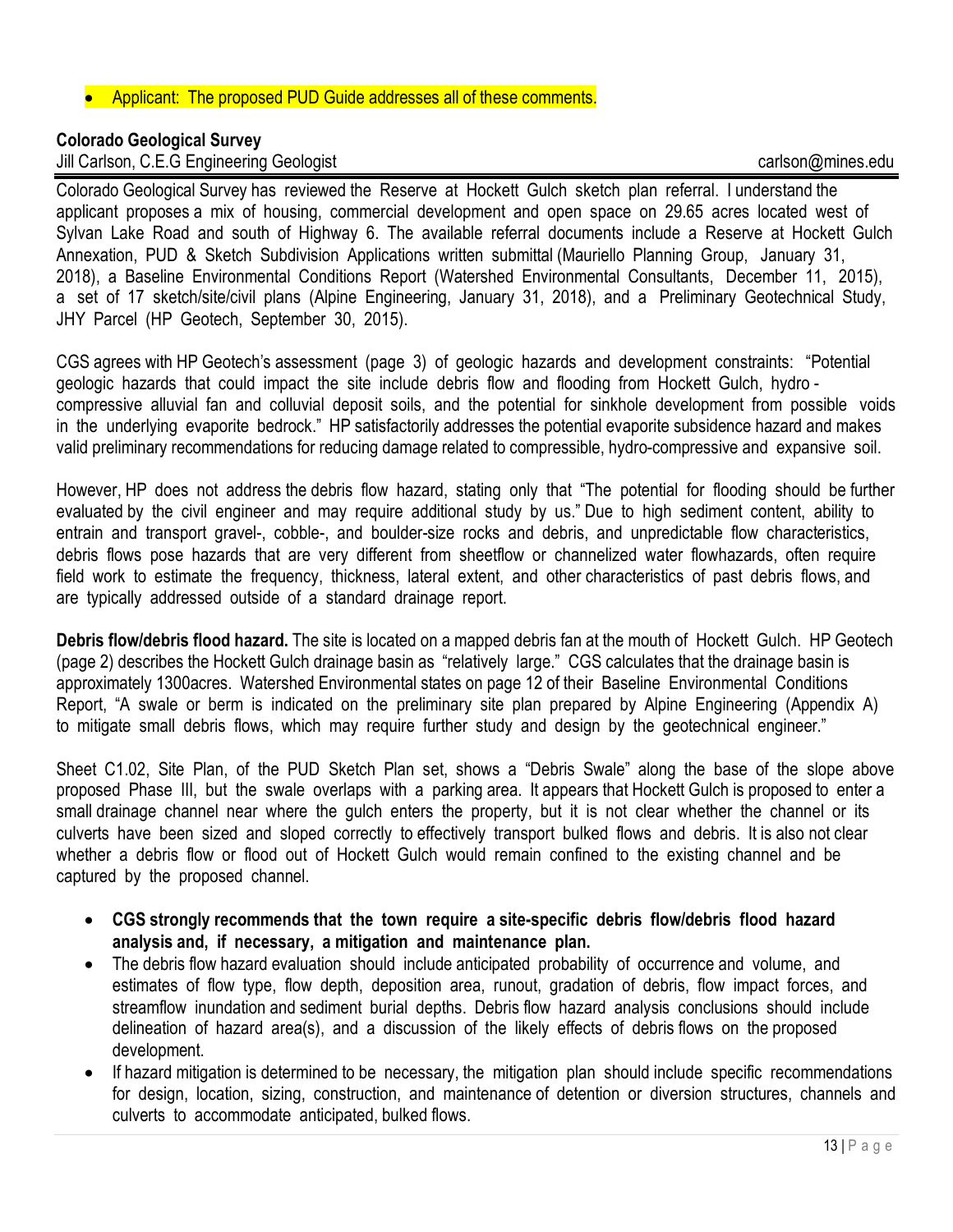- Applicant: The proposed PUD Guide addresses all of these comments.

**Colorado Geological Survey**
Jill Carlson, C.E.G Engineering Geologist carlson@mines.edu

Colorado Geological Survey has reviewed the Reserve at Hockett Gulch sketch plan referral. I understand the applicant proposes a mix of housing, commercial development and open space on 29.65 acres located west of Sylvan Lake Road and south of Highway 6. The available referral documents include a Reserve at Hockett Gulch Annexation, PUD & Sketch Subdivision Applications written submittal (Mauriello Planning Group, January 31, 2018), a Baseline Environmental Conditions Report (Watershed Environmental Consultants, December 11, 2015), a set of 17 sketch/site/civil plans (Alpine Engineering, January 31, 2018), and a Preliminary Geotechnical Study, JHY Parcel (HP Geotech, September 30, 2015).

CGS agrees with HP Geotech's assessment (page 3) of geologic hazards and development constraints: "Potential geologic hazards that could impact the site include debris flow and flooding from Hockett Gulch, hydro - compressive alluvial fan and colluvial deposit soils, and the potential for sinkhole development from possible voids in the underlying evaporite bedrock." HP satisfactorily addresses the potential evaporite subsidence hazard and makes valid preliminary recommendations for reducing damage related to compressible, hydro-compressive and expansive soil.

However, HP does not address the debris flow hazard, stating only that "The potential for flooding should be further evaluated by the civil engineer and may require additional study by us." Due to high sediment content, ability to entrain and transport gravel-, cobble-, and boulder-size rocks and debris, and unpredictable flow characteristics, debris flows pose hazards that are very different from sheetflow or channelized water flowhazards, often require field work to estimate the frequency, thickness, lateral extent, and other characteristics of past debris flows, and are typically addressed outside of a standard drainage report.

**Debris flow/debris flood hazard.** The site is located on a mapped debris fan at the mouth of Hockett Gulch. HP Geotech (page 2) describes the Hockett Gulch drainage basin as "relatively large." CGS calculates that the drainage basin is approximately 1300acres. Watershed Environmental states on page 12 of their Baseline Environmental Conditions Report, "A swale or berm is indicated on the preliminary site plan prepared by Alpine Engineering (Appendix A) to mitigate small debris flows, which may require further study and design by the geotechnical engineer."

Sheet C1.02, Site Plan, of the PUD Sketch Plan set, shows a "Debris Swale" along the base of the slope above proposed Phase III, but the swale overlaps with a parking area. It appears that Hockett Gulch is proposed to enter a small drainage channel near where the gulch enters the property, but it is not clear whether the channel or its culverts have been sized and sloped correctly to effectively transport bulked flows and debris. It is also not clear whether a debris flow or flood out of Hockett Gulch would remain confined to the existing channel and be captured by the proposed channel.

- **CGS strongly recommends that the town require a site-specific debris flow/debris flood hazard analysis and, if necessary, a mitigation and maintenance plan.**
- The debris flow hazard evaluation should include anticipated probability of occurrence and volume, and estimates of flow type, flow depth, deposition area, runout, gradation of debris, flow impact forces, and streamflow inundation and sediment burial depths. Debris flow hazard analysis conclusions should include delineation of hazard area(s), and a discussion of the likely effects of debris flows on the proposed development.
- If hazard mitigation is determined to be necessary, the mitigation plan should include specific recommendations for design, location, sizing, construction, and maintenance of detention or diversion structures, channels and culverts to accommodate anticipated, bulked flows.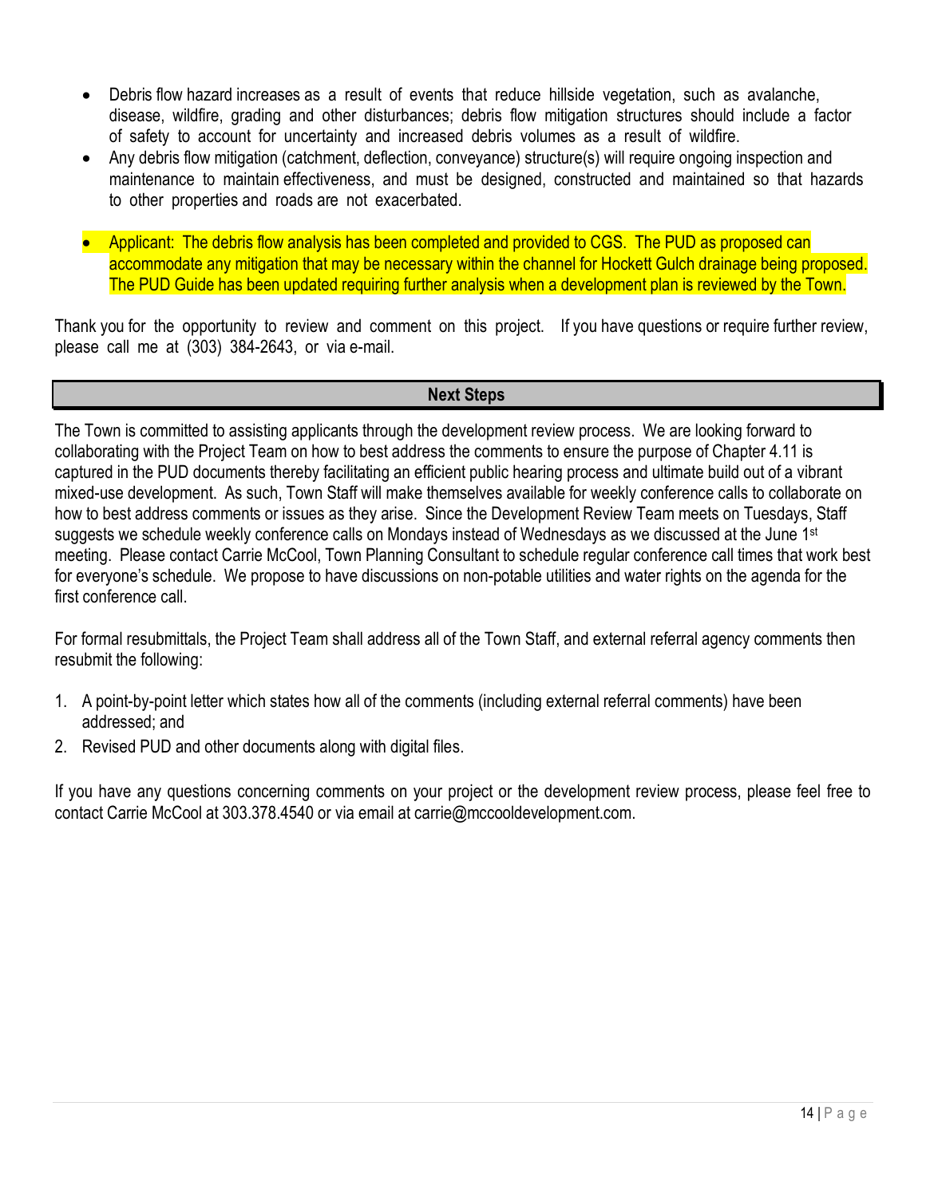- Debris flow hazard increases as a result of events that reduce hillside vegetation, such as avalanche, disease, wildfire, grading and other disturbances; debris flow mitigation structures should include a factor of safety to account for uncertainty and increased debris volumes as a result of wildfire.
- Any debris flow mitigation (catchment, deflection, conveyance) structure(s) will require ongoing inspection and maintenance to maintain effectiveness, and must be designed, constructed and maintained so that hazards to other properties and roads are not exacerbated.

- Applicant: The debris flow analysis has been completed and provided to CGS. The PUD as proposed can accommodate any mitigation that may be necessary within the channel for Hockett Gulch drainage being proposed. The PUD Guide has been updated requiring further analysis when a development plan is reviewed by the Town.

Thank you for the opportunity to review and comment on this project. If you have questions or require further review, please call me at (303) 384-2643, or via e-mail.

## Next Steps

The Town is committed to assisting applicants through the development review process. We are looking forward to collaborating with the Project Team on how to best address the comments to ensure the purpose of Chapter 4.11 is captured in the PUD documents thereby facilitating an efficient public hearing process and ultimate build out of a vibrant mixed-use development. As such, Town Staff will make themselves available for weekly conference calls to collaborate on how to best address comments or issues as they arise. Since the Development Review Team meets on Tuesdays, Staff suggests we schedule weekly conference calls on Mondays instead of Wednesdays as we discussed at the June 1st meeting. Please contact Carrie McCool, Town Planning Consultant to schedule regular conference call times that work best for everyone's schedule. We propose to have discussions on non-potable utilities and water rights on the agenda for the first conference call.

For formal resubmittals, the Project Team shall address all of the Town Staff, and external referral agency comments then resubmit the following:

1. A point-by-point letter which states how all of the comments (including external referral comments) have been addressed; and
2. Revised PUD and other documents along with digital files.

If you have any questions concerning comments on your project or the development review process, please feel free to contact Carrie McCool at 303.378.4540 or via email at carrie@mccooldevelopment.com.